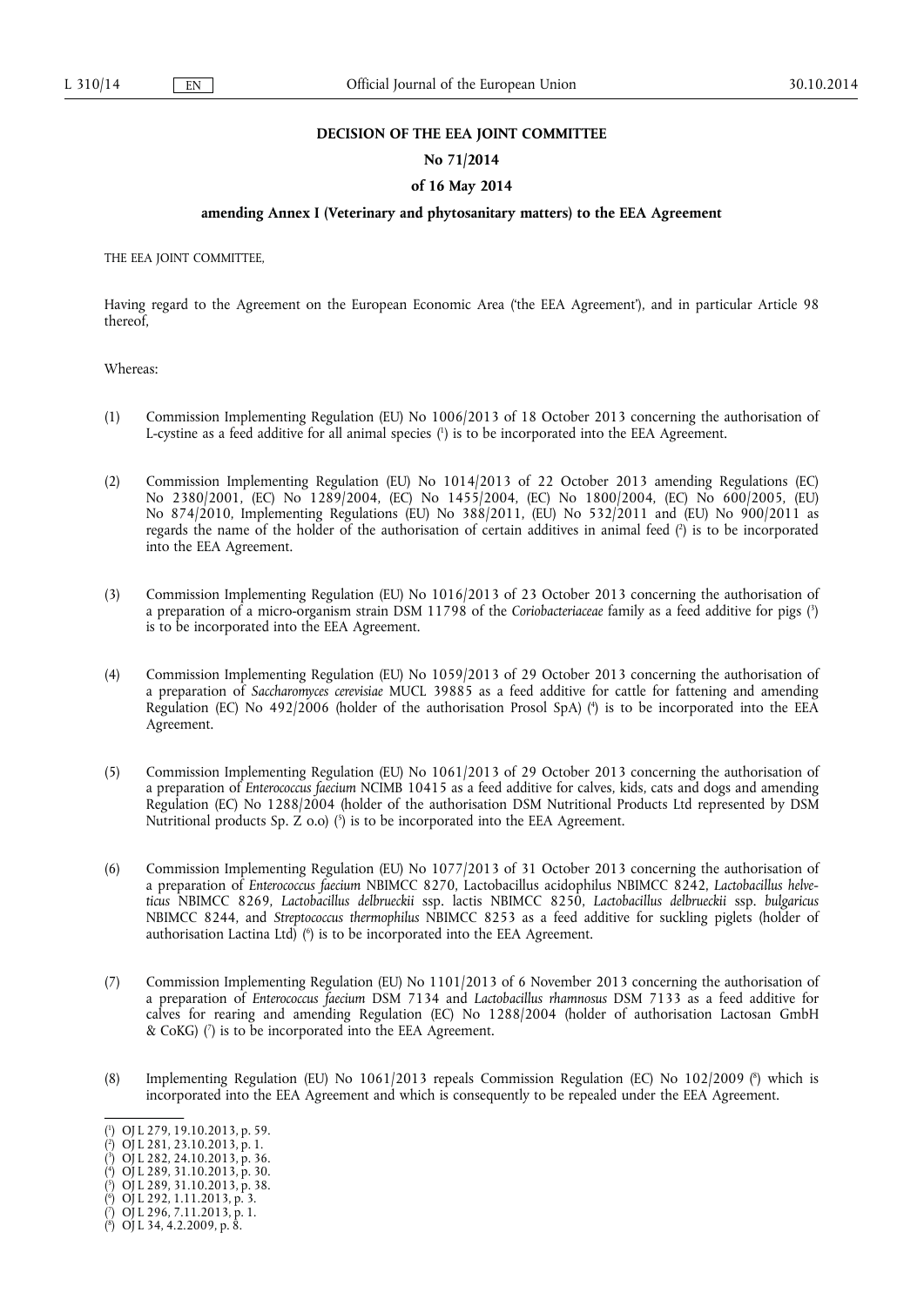**DECISION OF THE EEA JOINT COMMITTEE**

**No 71/2014**

**of 16 May 2014**

**amending Annex I (Veterinary and phytosanitary matters) to the EEA Agreement**

THE EEA JOINT COMMITTEE,

Having regard to the Agreement on the European Economic Area ('the EEA Agreement'), and in particular Article 98 thereof,

Whereas:

(1) Commission Implementing Regulation (EU) No 1006/2013 of 18 October 2013 concerning the authorisation of L-cystine as a feed additive for all animal species [1] is to be incorporated into the EEA Agreement.

(2) Commission Implementing Regulation (EU) No 1014/2013 of 22 October 2013 amending Regulations (EC) No 2380/2001, (EC) No 1289/2004, (EC) No 1455/2004, (EC) No 1800/2004, (EC) No 600/2005, (EU) No 874/2010, Implementing Regulations (EU) No 388/2011, (EU) No 532/2011 and (EU) No 900/2011 as regards the name of the holder of the authorisation of certain additives in animal feed [2] is to be incorporated into the EEA Agreement.

(3) Commission Implementing Regulation (EU) No 1016/2013 of 23 October 2013 concerning the authorisation of a preparation of a micro-organism strain DSM 11798 of the *Coriobacteriaceae* family as a feed additive for pigs [3] is to be incorporated into the EEA Agreement.

(4) Commission Implementing Regulation (EU) No 1059/2013 of 29 October 2013 concerning the authorisation of a preparation of *Saccharomyces cerevisiae* MUCL 39885 as a feed additive for cattle for fattening and amending Regulation (EC) No 492/2006 (holder of the authorisation Prosol SpA) [4] is to be incorporated into the EEA Agreement.

(5) Commission Implementing Regulation (EU) No 1061/2013 of 29 October 2013 concerning the authorisation of a preparation of *Enterococcus faecium* NCIMB 10415 as a feed additive for calves, kids, cats and dogs and amending Regulation (EC) No 1288/2004 (holder of the authorisation DSM Nutritional Products Ltd represented by DSM Nutritional products Sp. Z o.o) [5] is to be incorporated into the EEA Agreement.

(6) Commission Implementing Regulation (EU) No 1077/2013 of 31 October 2013 concerning the authorisation of a preparation of *Enterococcus faecium* NBIMCC 8270, Lactobacillus acidophilus NBIMCC 8242, *Lactobacillus helveticus* NBIMCC 8269, *Lactobacillus delbrueckii* ssp. lactis NBIMCC 8250, *Lactobacillus delbrueckii* ssp. *bulgaricus* NBIMCC 8244, and *Streptococcus thermophilus* NBIMCC 8253 as a feed additive for suckling piglets (holder of authorisation Lactina Ltd) [6] is to be incorporated into the EEA Agreement.

(7) Commission Implementing Regulation (EU) No 1101/2013 of 6 November 2013 concerning the authorisation of a preparation of *Enterococcus faecium* DSM 7134 and *Lactobacillus rhamnosus* DSM 7133 as a feed additive for calves for rearing and amending Regulation (EC) No 1288/2004 (holder of authorisation Lactosan GmbH & CoKG) [7] is to be incorporated into the EEA Agreement.

(8) Implementing Regulation (EU) No 1061/2013 repeals Commission Regulation (EC) No 102/2009 [8] which is incorporated into the EEA Agreement and which is consequently to be repealed under the EEA Agreement.

---

[1] OJ L 279, 19.10.2013, p. 59.
[2] OJ L 281, 23.10.2013, p. 1.
[3] OJ L 282, 24.10.2013, p. 36.
[4] OJ L 289, 31.10.2013, p. 30.
[5] OJ L 289, 31.10.2013, p. 38.
[6] OJ L 292, 1.11.2013, p. 3.
[7] OJ L 296, 7.11.2013, p. 1.
[8] OJ L 34, 4.2.2009, p. 8.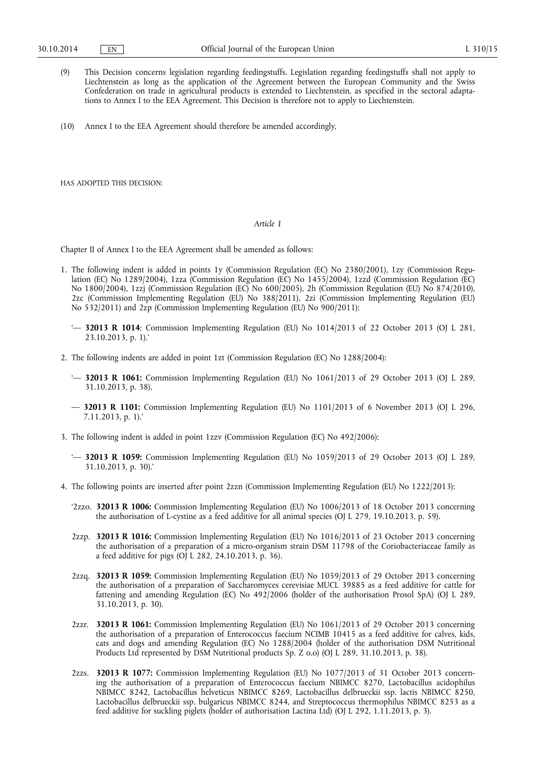(9) This Decision concerns legislation regarding feedingstuffs. Legislation regarding feedingstuffs shall not apply to Liechtenstein as long as the application of the Agreement between the European Community and the Swiss Confederation on trade in agricultural products is extended to Liechtenstein, as specified in the sectoral adaptations to Annex I to the EEA Agreement. This Decision is therefore not to apply to Liechtenstein.

(10) Annex I to the EEA Agreement should therefore be amended accordingly,

HAS ADOPTED THIS DECISION:

*Article 1*

Chapter II of Annex I to the EEA Agreement shall be amended as follows:

1. The following indent is added in points 1y (Commission Regulation (EC) No 2380/2001), 1zy (Commission Regulation (EC) No 1289/2004), 1zza (Commission Regulation (EC) No 1455/2004), 1zzd (Commission Regulation (EC) No 1800/2004), 1zzj (Commission Regulation (EC) No 600/2005), 2h (Commission Regulation (EU) No 874/2010), 2zc (Commission Implementing Regulation (EU) No 388/2011), 2zi (Commission Implementing Regulation (EU) No 532/2011) and 2zp (Commission Implementing Regulation (EU) No 900/2011):

   '— **32013 R 1014**: Commission Implementing Regulation (EU) No 1014/2013 of 22 October 2013 (OJ L 281, 23.10.2013, p. 1).'

2. The following indents are added in point 1zt (Commission Regulation (EC) No 1288/2004):

   '— **32013 R 1061:** Commission Implementing Regulation (EU) No 1061/2013 of 29 October 2013 (OJ L 289, 31.10.2013, p. 38),

   — **32013 R 1101:** Commission Implementing Regulation (EU) No 1101/2013 of 6 November 2013 (OJ L 296, 7.11.2013, p. 1).'

3. The following indent is added in point 1zzv (Commission Regulation (EC) No 492/2006):

   '— **32013 R 1059:** Commission Implementing Regulation (EU) No 1059/2013 of 29 October 2013 (OJ L 289, 31.10.2013, p. 30).'

4. The following points are inserted after point 2zzn (Commission Implementing Regulation (EU) No 1222/2013):

   '2zzo. **32013 R 1006:** Commission Implementing Regulation (EU) No 1006/2013 of 18 October 2013 concerning the authorisation of L-cystine as a feed additive for all animal species (OJ L 279, 19.10.2013, p. 59).

   2zzp. **32013 R 1016:** Commission Implementing Regulation (EU) No 1016/2013 of 23 October 2013 concerning the authorisation of a preparation of a micro-organism strain DSM 11798 of the Coriobacteriaceae family as a feed additive for pigs (OJ L 282, 24.10.2013, p. 36).

   2zzq. **32013 R 1059:** Commission Implementing Regulation (EU) No 1059/2013 of 29 October 2013 concerning the authorisation of a preparation of Saccharomyces cerevisiae MUCL 39885 as a feed additive for cattle for fattening and amending Regulation (EC) No 492/2006 (holder of the authorisation Prosol SpA) (OJ L 289, 31.10.2013, p. 30).

   2zzr. **32013 R 1061:** Commission Implementing Regulation (EU) No 1061/2013 of 29 October 2013 concerning the authorisation of a preparation of Enterococcus faecium NCIMB 10415 as a feed additive for calves, kids, cats and dogs and amending Regulation (EC) No 1288/2004 (holder of the authorisation DSM Nutritional Products Ltd represented by DSM Nutritional products Sp. Z o.o) (OJ L 289, 31.10.2013, p. 38).

   2zzs. **32013 R 1077:** Commission Implementing Regulation (EU) No 1077/2013 of 31 October 2013 concerning the authorisation of a preparation of Enterococcus faecium NBIMCC 8270, Lactobacillus acidophilus NBIMCC 8242, Lactobacillus helveticus NBIMCC 8269, Lactobacillus delbrueckii ssp. lactis NBIMCC 8250, Lactobacillus delbrueckii ssp. bulgaricus NBIMCC 8244, and Streptococcus thermophilus NBIMCC 8253 as a feed additive for suckling piglets (holder of authorisation Lactina Ltd) (OJ L 292, 1.11.2013, p. 3).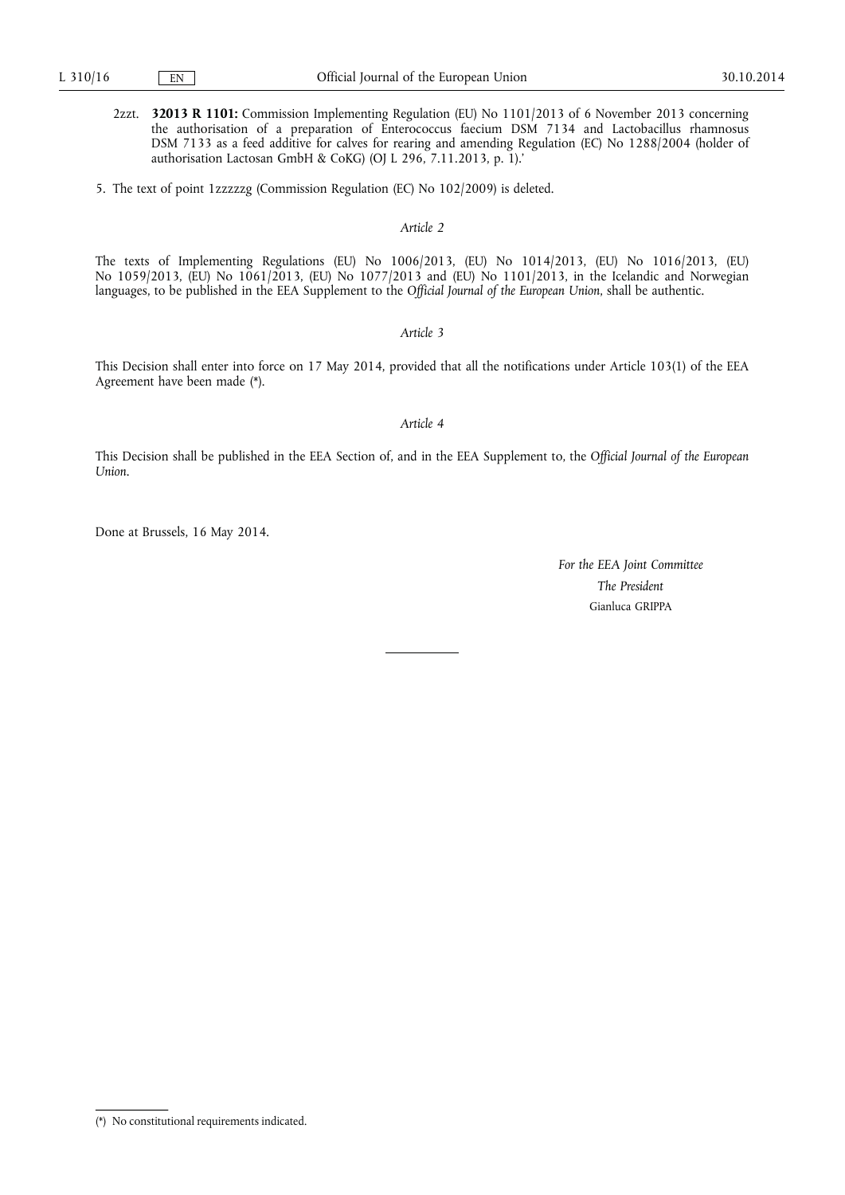2zzt. **32013 R 1101:** Commission Implementing Regulation (EU) No 1101/2013 of 6 November 2013 concerning the authorisation of a preparation of Enterococcus faecium DSM 7134 and Lactobacillus rhamnosus DSM 7133 as a feed additive for calves for rearing and amending Regulation (EC) No 1288/2004 (holder of authorisation Lactosan GmbH & CoKG) (OJ L 296, 7.11.2013, p. 1).'

5. The text of point 1zzzzzg (Commission Regulation (EC) No 102/2009) is deleted.

*Article 2*

The texts of Implementing Regulations (EU) No 1006/2013, (EU) No 1014/2013, (EU) No 1016/2013, (EU) No 1059/2013, (EU) No 1061/2013, (EU) No 1077/2013 and (EU) No 1101/2013, in the Icelandic and Norwegian languages, to be published in the EEA Supplement to the *Official Journal of the European Union*, shall be authentic.

*Article 3*

This Decision shall enter into force on 17 May 2014, provided that all the notifications under Article 103(1) of the EEA Agreement have been made (*).

*Article 4*

This Decision shall be published in the EEA Section of, and in the EEA Supplement to, the *Official Journal of the European Union*.

Done at Brussels, 16 May 2014.

*For the EEA Joint Committee*

*The President*

Gianluca GRIPPA

---

(*) No constitutional requirements indicated.